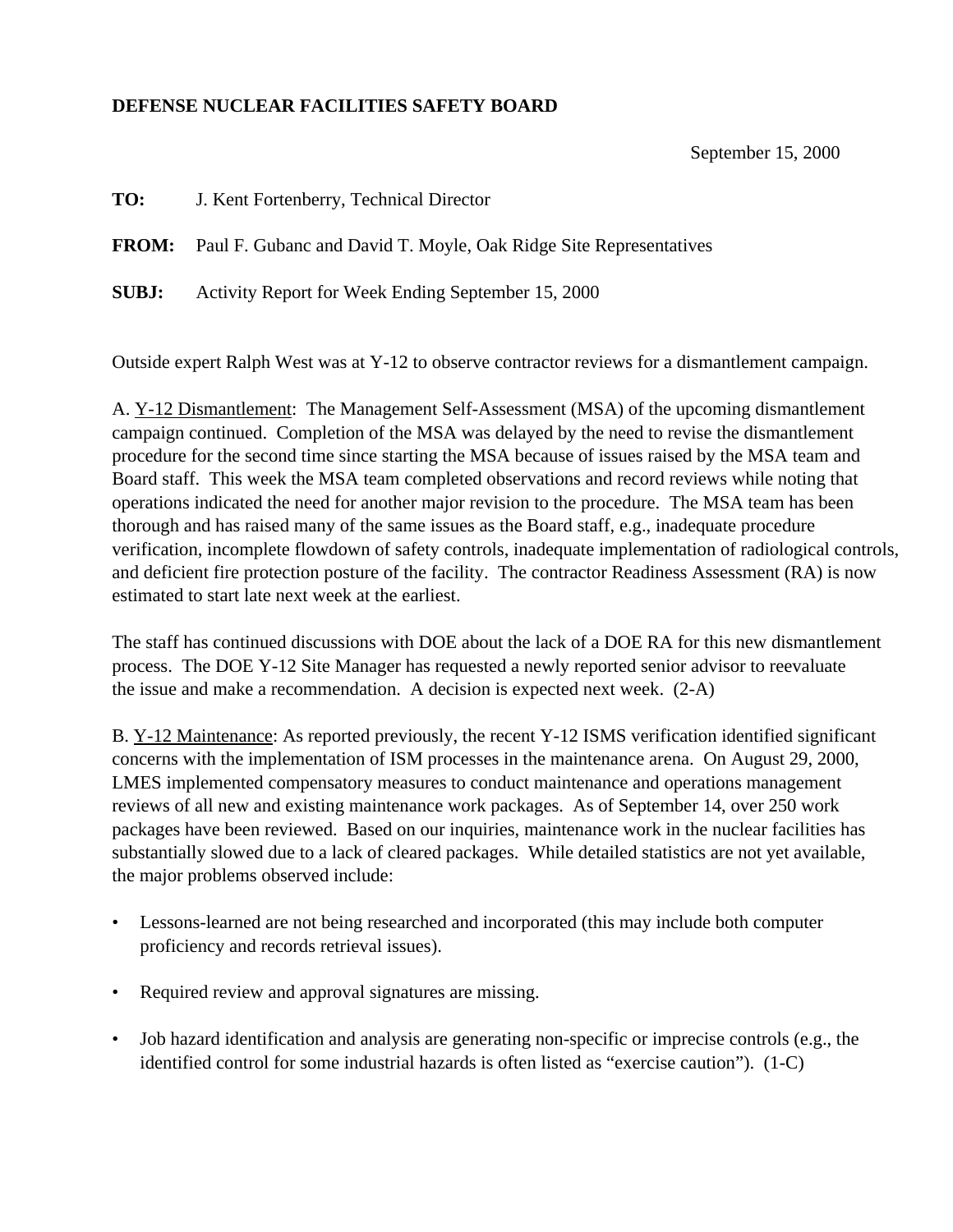**DEFENSE NUCLEAR FACILITIES SAFETY BOARD**

September 15, 2000

**TO:** J. Kent Fortenberry, Technical Director

**FROM:** Paul F. Gubanc and David T. Moyle, Oak Ridge Site Representatives

**SUBJ:** Activity Report for Week Ending September 15, 2000

Outside expert Ralph West was at Y-12 to observe contractor reviews for a dismantlement campaign.

A. Y-12 Dismantlement: The Management Self-Assessment (MSA) of the upcoming dismantlement campaign continued. Completion of the MSA was delayed by the need to revise the dismantlement procedure for the second time since starting the MSA because of issues raised by the MSA team and Board staff. This week the MSA team completed observations and record reviews while noting that operations indicated the need for another major revision to the procedure. The MSA team has been thorough and has raised many of the same issues as the Board staff, e.g., inadequate procedure verification, incomplete flowdown of safety controls, inadequate implementation of radiological controls, and deficient fire protection posture of the facility. The contractor Readiness Assessment (RA) is now estimated to start late next week at the earliest.

The staff has continued discussions with DOE about the lack of a DOE RA for this new dismantlement process. The DOE Y-12 Site Manager has requested a newly reported senior advisor to reevaluate the issue and make a recommendation. A decision is expected next week. (2-A)

B. Y-12 Maintenance: As reported previously, the recent Y-12 ISMS verification identified significant concerns with the implementation of ISM processes in the maintenance arena. On August 29, 2000, LMES implemented compensatory measures to conduct maintenance and operations management reviews of all new and existing maintenance work packages. As of September 14, over 250 work packages have been reviewed. Based on our inquiries, maintenance work in the nuclear facilities has substantially slowed due to a lack of cleared packages. While detailed statistics are not yet available, the major problems observed include:

- Lessons-learned are not being researched and incorporated (this may include both computer proficiency and records retrieval issues).
- Required review and approval signatures are missing.
- Job hazard identification and analysis are generating non-specific or imprecise controls (e.g., the identified control for some industrial hazards is often listed as "exercise caution"). (1-C)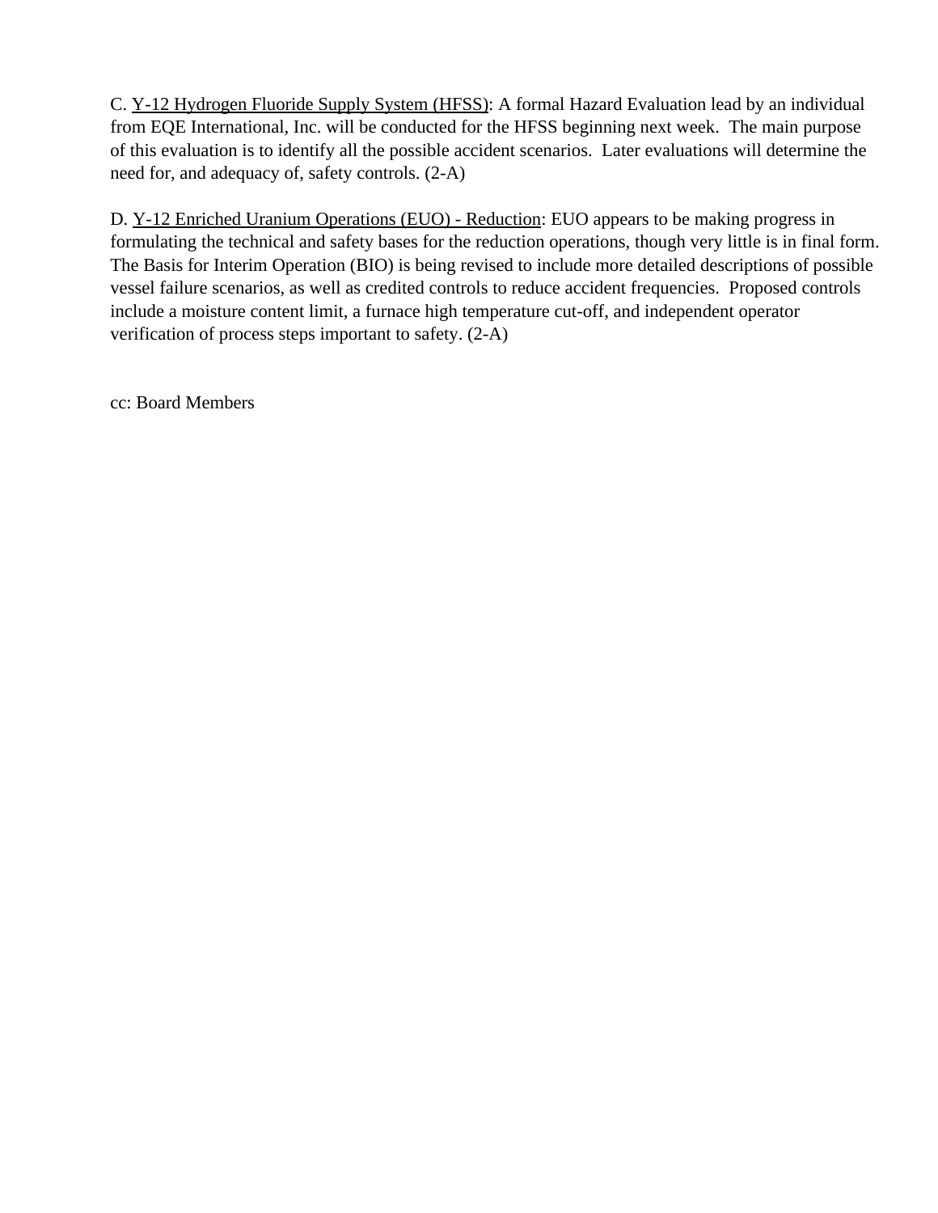C. <u>Y-12 Hydrogen Fluoride Supply System (HFSS)</u>: A formal Hazard Evaluation lead by an individual from EQE International, Inc. will be conducted for the HFSS beginning next week. The main purpose of this evaluation is to identify all the possible accident scenarios. Later evaluations will determine the need for, and adequacy of, safety controls. (2-A)

D. <u>Y-12 Enriched Uranium Operations (EUO) - Reduction</u>: EUO appears to be making progress in formulating the technical and safety bases for the reduction operations, though very little is in final form. The Basis for Interim Operation (BIO) is being revised to include more detailed descriptions of possible vessel failure scenarios, as well as credited controls to reduce accident frequencies. Proposed controls include a moisture content limit, a furnace high temperature cut-off, and independent operator verification of process steps important to safety. (2-A)

cc: Board Members